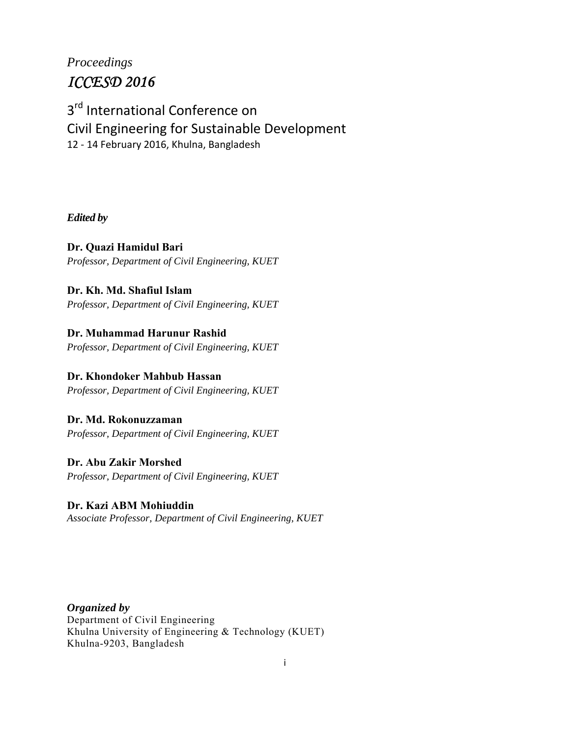*Proceedings*

# *ICCESD 2016*

## 3rd International Conference on Civil Engineering for Sustainable Development

12 - 14 February 2016, Khulna, Bangladesh

***Edited by***

**Dr. Quazi Hamidul Bari**
*Professor, Department of Civil Engineering, KUET*

**Dr. Kh. Md. Shafiul Islam**
*Professor, Department of Civil Engineering, KUET*

**Dr. Muhammad Harunur Rashid**
*Professor, Department of Civil Engineering, KUET*

**Dr. Khondoker Mahbub Hassan**
*Professor, Department of Civil Engineering, KUET*

**Dr. Md. Rokonuzzaman**
*Professor, Department of Civil Engineering, KUET*

**Dr. Abu Zakir Morshed**
*Professor, Department of Civil Engineering, KUET*

**Dr. Kazi ABM Mohiuddin**
*Associate Professor, Department of Civil Engineering, KUET*

***Organized by***
Department of Civil Engineering
Khulna University of Engineering & Technology (KUET)
Khulna-9203, Bangladesh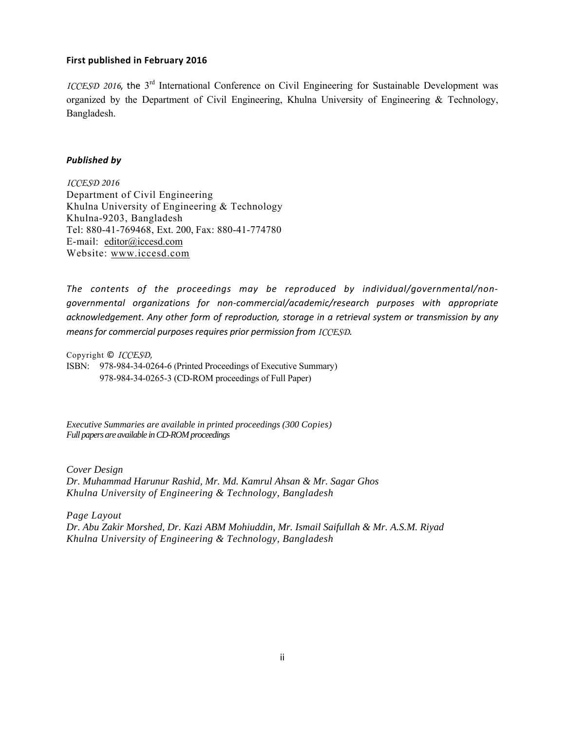**First published in February 2016**

*ICCESD 2016*, the 3rd International Conference on Civil Engineering for Sustainable Development was organized by the Department of Civil Engineering, Khulna University of Engineering & Technology, Bangladesh.

***Published by***

*ICCESD 2016*
Department of Civil Engineering
Khulna University of Engineering & Technology
Khulna-9203, Bangladesh
Tel: 880-41-769468, Ext. 200, Fax: 880-41-774780
E-mail: editor@iccesd.com
Website: www.iccesd.com

*The contents of the proceedings may be reproduced by individual/governmental/non-governmental organizations for non-commercial/academic/research purposes with appropriate acknowledgement. Any other form of reproduction, storage in a retrieval system or transmission by any means for commercial purposes requires prior permission from ICCESD.*

Copyright © *ICCESD,*
ISBN: 978-984-34-0264-6 (Printed Proceedings of Executive Summary)
978-984-34-0265-3 (CD-ROM proceedings of Full Paper)

*Executive Summaries are available in printed proceedings (300 Copies)*
*Full papers are available in CD-ROM proceedings*

*Cover Design*
*Dr. Muhammad Harunur Rashid, Mr. Md. Kamrul Ahsan & Mr. Sagar Ghos*
*Khulna University of Engineering & Technology, Bangladesh*

*Page Layout*
*Dr. Abu Zakir Morshed, Dr. Kazi ABM Mohiuddin, Mr. Ismail Saifullah & Mr. A.S.M. Riyad*
*Khulna University of Engineering & Technology, Bangladesh*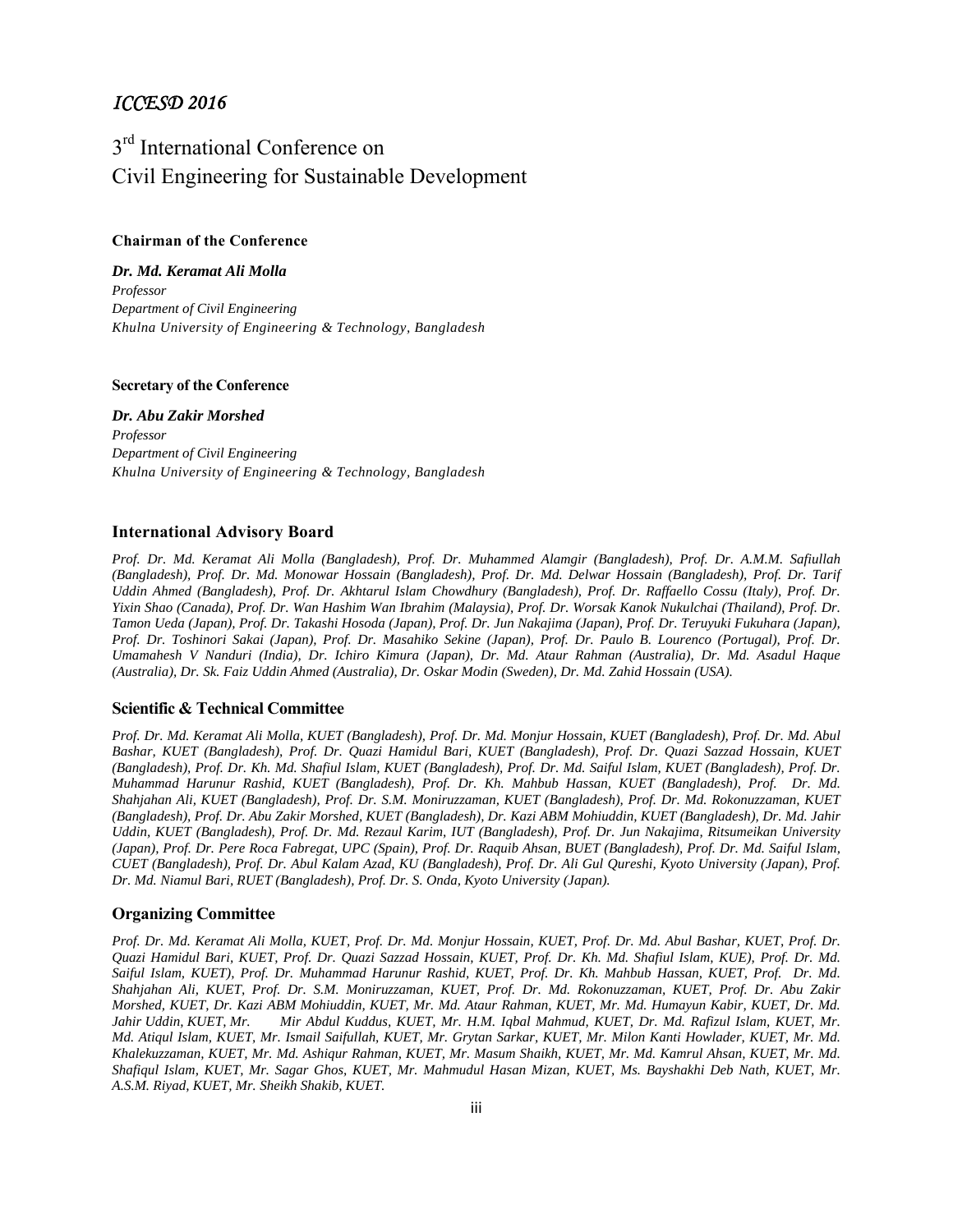*ICCESD 2016*

# 3rd International Conference on Civil Engineering for Sustainable Development

**Chairman of the Conference**

***Dr. Md. Keramat Ali Molla***
*Professor*
*Department of Civil Engineering*
*Khulna University of Engineering & Technology, Bangladesh*

**Secretary of the Conference**

***Dr. Abu Zakir Morshed***
*Professor*
*Department of Civil Engineering*
*Khulna University of Engineering & Technology, Bangladesh*

## International Advisory Board

*Prof. Dr. Md. Keramat Ali Molla (Bangladesh), Prof. Dr. Muhammed Alamgir (Bangladesh), Prof. Dr. A.M.M. Safiullah (Bangladesh), Prof. Dr. Md. Monowar Hossain (Bangladesh), Prof. Dr. Md. Delwar Hossain (Bangladesh), Prof. Dr. Tarif Uddin Ahmed (Bangladesh), Prof. Dr. Akhtarul Islam Chowdhury (Bangladesh), Prof. Dr. Raffaello Cossu (Italy), Prof. Dr. Yixin Shao (Canada), Prof. Dr. Wan Hashim Wan Ibrahim (Malaysia), Prof. Dr. Worsak Kanok Nukulchai (Thailand), Prof. Dr. Tamon Ueda (Japan), Prof. Dr. Takashi Hosoda (Japan), Prof. Dr. Jun Nakajima (Japan), Prof. Dr. Teruyuki Fukuhara (Japan), Prof. Dr. Toshinori Sakai (Japan), Prof. Dr. Masahiko Sekine (Japan), Prof. Dr. Paulo B. Lourenco (Portugal), Prof. Dr. Umamahesh V Nanduri (India), Dr. Ichiro Kimura (Japan), Dr. Md. Ataur Rahman (Australia), Dr. Md. Asadul Haque (Australia), Dr. Sk. Faiz Uddin Ahmed (Australia), Dr. Oskar Modin (Sweden), Dr. Md. Zahid Hossain (USA).*

## Scientific & Technical Committee

*Prof. Dr. Md. Keramat Ali Molla, KUET (Bangladesh), Prof. Dr. Md. Monjur Hossain, KUET (Bangladesh), Prof. Dr. Md. Abul Bashar, KUET (Bangladesh), Prof. Dr. Quazi Hamidul Bari, KUET (Bangladesh), Prof. Dr. Quazi Sazzad Hossain, KUET (Bangladesh), Prof. Dr. Kh. Md. Shafiul Islam, KUET (Bangladesh), Prof. Dr. Md. Saiful Islam, KUET (Bangladesh), Prof. Dr. Muhammad Harunur Rashid, KUET (Bangladesh), Prof. Dr. Kh. Mahbub Hassan, KUET (Bangladesh), Prof. Dr. Md. Shahjahan Ali, KUET (Bangladesh), Prof. Dr. S.M. Moniruzzaman, KUET (Bangladesh), Prof. Dr. Md. Rokonuzzaman, KUET (Bangladesh), Prof. Dr. Abu Zakir Morshed, KUET (Bangladesh), Dr. Kazi ABM Mohiuddin, KUET (Bangladesh), Dr. Md. Jahir Uddin, KUET (Bangladesh), Prof. Dr. Md. Rezaul Karim, IUT (Bangladesh), Prof. Dr. Jun Nakajima, Ritsumeikan University (Japan), Prof. Dr. Pere Roca Fabregat, UPC (Spain), Prof. Dr. Raquib Ahsan, BUET (Bangladesh), Prof. Dr. Md. Saiful Islam, CUET (Bangladesh), Prof. Dr. Abul Kalam Azad, KU (Bangladesh), Prof. Dr. Ali Gul Qureshi, Kyoto University (Japan), Prof. Dr. Md. Niamul Bari, RUET (Bangladesh), Prof. Dr. S. Onda, Kyoto University (Japan).*

## Organizing Committee

*Prof. Dr. Md. Keramat Ali Molla, KUET, Prof. Dr. Md. Monjur Hossain, KUET, Prof. Dr. Md. Abul Bashar, KUET, Prof. Dr. Quazi Hamidul Bari, KUET, Prof. Dr. Quazi Sazzad Hossain, KUET, Prof. Dr. Kh. Md. Shafiul Islam, KUE), Prof. Dr. Md. Saiful Islam, KUET), Prof. Dr. Muhammad Harunur Rashid, KUET, Prof. Dr. Kh. Mahbub Hassan, KUET, Prof. Dr. Md. Shahjahan Ali, KUET, Prof. Dr. S.M. Moniruzzaman, KUET, Prof. Dr. Md. Rokonuzzaman, KUET, Prof. Dr. Abu Zakir Morshed, KUET, Dr. Kazi ABM Mohiuddin, KUET, Mr. Md. Ataur Rahman, KUET, Mr. Md. Humayun Kabir, KUET, Dr. Md. Jahir Uddin, KUET, Mr. Mir Abdul Kuddus, KUET, Mr. H.M. Iqbal Mahmud, KUET, Dr. Md. Rafizul Islam, KUET, Mr. Md. Atiqul Islam, KUET, Mr. Ismail Saifullah, KUET, Mr. Grytan Sarkar, KUET, Mr. Milon Kanti Howlader, KUET, Mr. Md. Khalekuzzaman, KUET, Mr. Md. Ashiqur Rahman, KUET, Mr. Masum Shaikh, KUET, Mr. Md. Kamrul Ahsan, KUET, Mr. Md. Shafiqul Islam, KUET, Mr. Sagar Ghos, KUET, Mr. Mahmudul Hasan Mizan, KUET, Ms. Bayshakhi Deb Nath, KUET, Mr. A.S.M. Riyad, KUET, Mr. Sheikh Shakib, KUET.*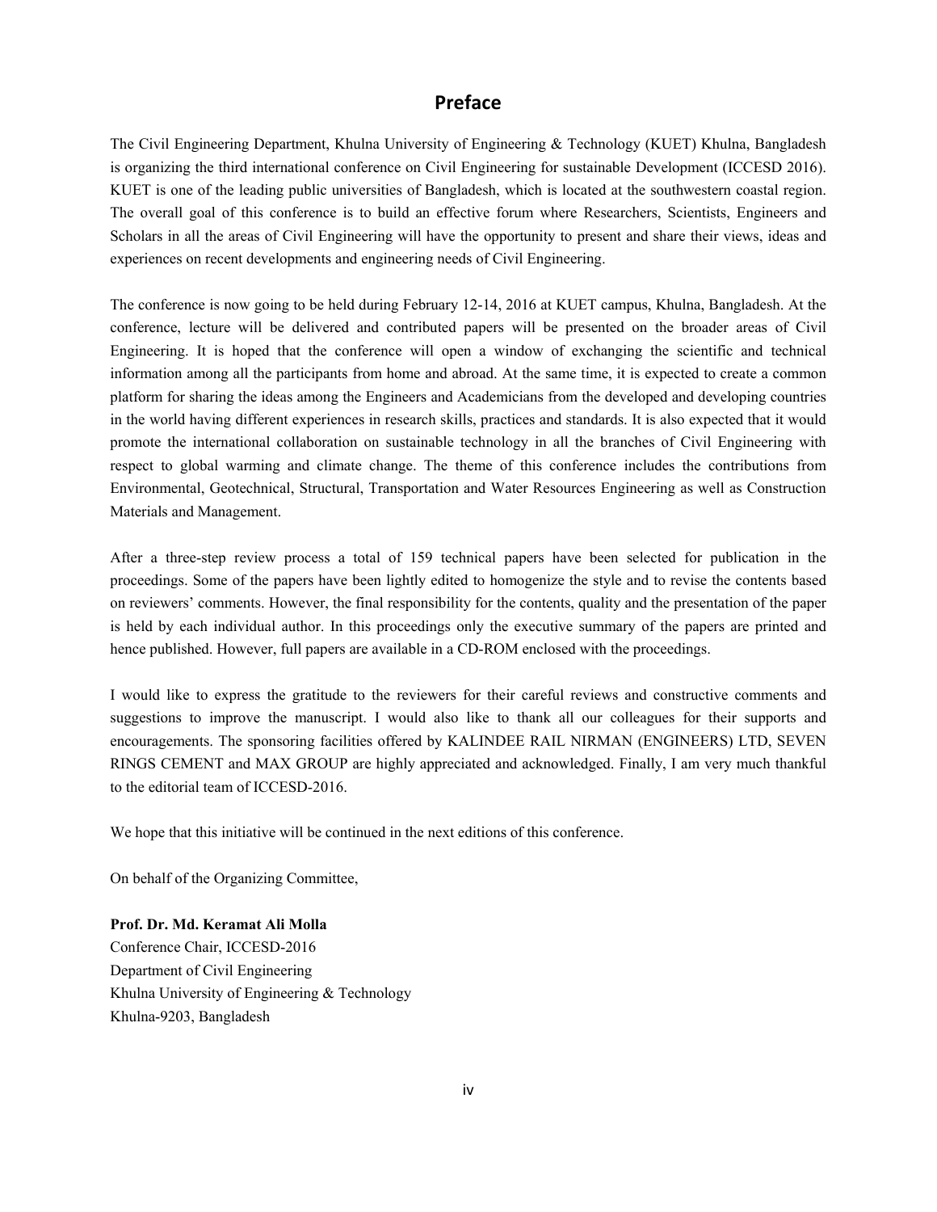# Preface

The Civil Engineering Department, Khulna University of Engineering & Technology (KUET) Khulna, Bangladesh is organizing the third international conference on Civil Engineering for sustainable Development (ICCESD 2016). KUET is one of the leading public universities of Bangladesh, which is located at the southwestern coastal region. The overall goal of this conference is to build an effective forum where Researchers, Scientists, Engineers and Scholars in all the areas of Civil Engineering will have the opportunity to present and share their views, ideas and experiences on recent developments and engineering needs of Civil Engineering.

The conference is now going to be held during February 12-14, 2016 at KUET campus, Khulna, Bangladesh. At the conference, lecture will be delivered and contributed papers will be presented on the broader areas of Civil Engineering. It is hoped that the conference will open a window of exchanging the scientific and technical information among all the participants from home and abroad. At the same time, it is expected to create a common platform for sharing the ideas among the Engineers and Academicians from the developed and developing countries in the world having different experiences in research skills, practices and standards. It is also expected that it would promote the international collaboration on sustainable technology in all the branches of Civil Engineering with respect to global warming and climate change. The theme of this conference includes the contributions from Environmental, Geotechnical, Structural, Transportation and Water Resources Engineering as well as Construction Materials and Management.

After a three-step review process a total of 159 technical papers have been selected for publication in the proceedings. Some of the papers have been lightly edited to homogenize the style and to revise the contents based on reviewers' comments. However, the final responsibility for the contents, quality and the presentation of the paper is held by each individual author. In this proceedings only the executive summary of the papers are printed and hence published. However, full papers are available in a CD-ROM enclosed with the proceedings.

I would like to express the gratitude to the reviewers for their careful reviews and constructive comments and suggestions to improve the manuscript. I would also like to thank all our colleagues for their supports and encouragements. The sponsoring facilities offered by KALINDEE RAIL NIRMAN (ENGINEERS) LTD, SEVEN RINGS CEMENT and MAX GROUP are highly appreciated and acknowledged. Finally, I am very much thankful to the editorial team of ICCESD-2016.

We hope that this initiative will be continued in the next editions of this conference.

On behalf of the Organizing Committee,

**Prof. Dr. Md. Keramat Ali Molla**
Conference Chair, ICCESD-2016
Department of Civil Engineering
Khulna University of Engineering & Technology
Khulna-9203, Bangladesh